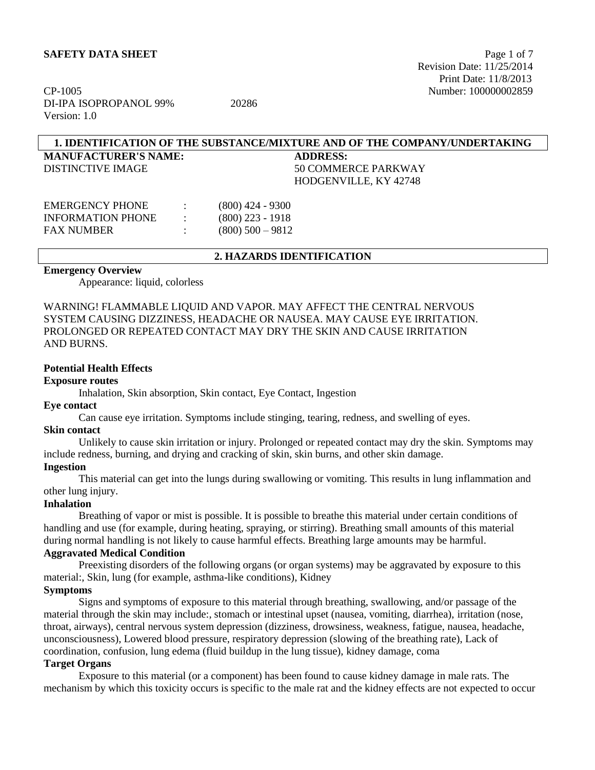**SAFETY DATA SHEET**

Revision Date: 11/25/2014
Print Date: 11/8/2013
Number: 100000002859

CP-1005
DI-IPA ISOPROPANOL 99% 20286
Version: 1.0

## 1. IDENTIFICATION OF THE SUBSTANCE/MIXTURE AND OF THE COMPANY/UNDERTAKING

**MANUFACTURER'S NAME:**
DISTINCTIVE IMAGE

**ADDRESS:**
50 COMMERCE PARKWAY
HODGENVILLE, KY 42748

| | | |
|---|---|---|
| EMERGENCY PHONE | : | (800) 424 - 9300 |
| INFORMATION PHONE | : | (800) 223 - 1918 |
| FAX NUMBER | : | (800) 500 – 9812 |

## 2. HAZARDS IDENTIFICATION

**Emergency Overview**

Appearance: liquid, colorless

WARNING! FLAMMABLE LIQUID AND VAPOR. MAY AFFECT THE CENTRAL NERVOUS SYSTEM CAUSING DIZZINESS, HEADACHE OR NAUSEA. MAY CAUSE EYE IRRITATION. PROLONGED OR REPEATED CONTACT MAY DRY THE SKIN AND CAUSE IRRITATION AND BURNS.

**Potential Health Effects**

**Exposure routes**

Inhalation, Skin absorption, Skin contact, Eye Contact, Ingestion

**Eye contact**

Can cause eye irritation. Symptoms include stinging, tearing, redness, and swelling of eyes.

**Skin contact**

Unlikely to cause skin irritation or injury. Prolonged or repeated contact may dry the skin. Symptoms may include redness, burning, and drying and cracking of skin, skin burns, and other skin damage.

**Ingestion**

This material can get into the lungs during swallowing or vomiting. This results in lung inflammation and other lung injury.

**Inhalation**

Breathing of vapor or mist is possible. It is possible to breathe this material under certain conditions of handling and use (for example, during heating, spraying, or stirring). Breathing small amounts of this material during normal handling is not likely to cause harmful effects. Breathing large amounts may be harmful.

**Aggravated Medical Condition**

Preexisting disorders of the following organs (or organ systems) may be aggravated by exposure to this material:, Skin, lung (for example, asthma-like conditions), Kidney

**Symptoms**

Signs and symptoms of exposure to this material through breathing, swallowing, and/or passage of the material through the skin may include:, stomach or intestinal upset (nausea, vomiting, diarrhea), irritation (nose, throat, airways), central nervous system depression (dizziness, drowsiness, weakness, fatigue, nausea, headache, unconsciousness), Lowered blood pressure, respiratory depression (slowing of the breathing rate), Lack of coordination, confusion, lung edema (fluid buildup in the lung tissue), kidney damage, coma

**Target Organs**

Exposure to this material (or a component) has been found to cause kidney damage in male rats. The mechanism by which this toxicity occurs is specific to the male rat and the kidney effects are not expected to occur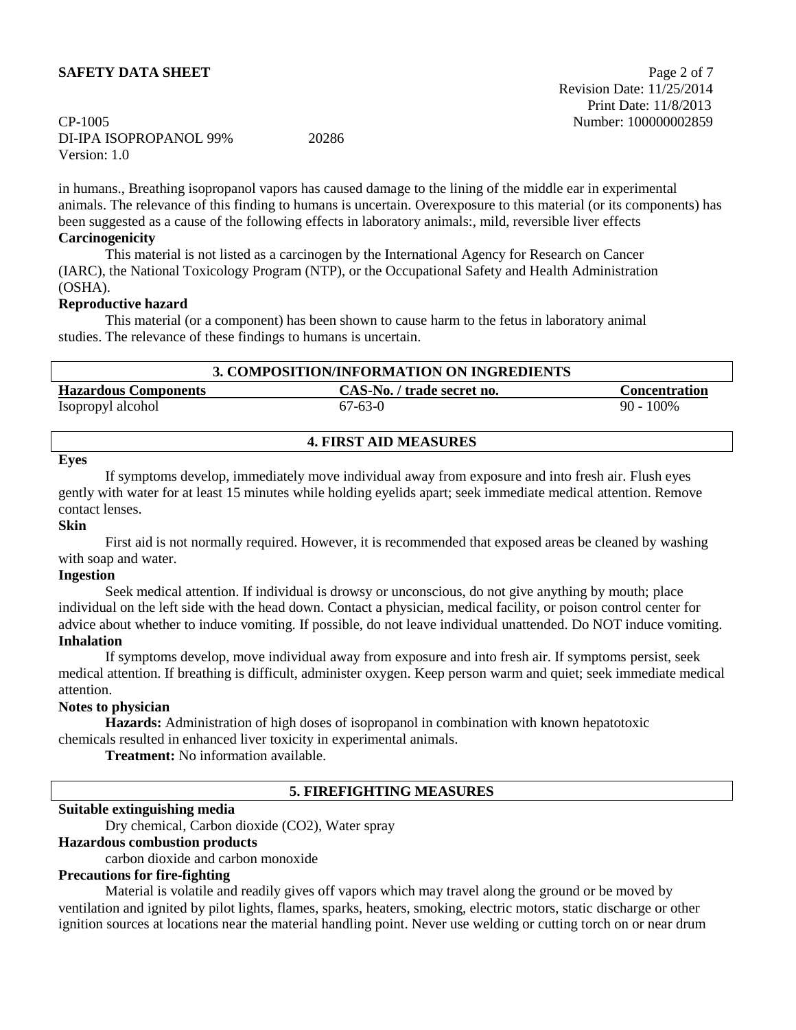in humans., Breathing isopropanol vapors has caused damage to the lining of the middle ear in experimental animals. The relevance of this finding to humans is uncertain. Overexposure to this material (or its components) has been suggested as a cause of the following effects in laboratory animals:, mild, reversible liver effects

**Carcinogenicity**

This material is not listed as a carcinogen by the International Agency for Research on Cancer (IARC), the National Toxicology Program (NTP), or the Occupational Safety and Health Administration (OSHA).

**Reproductive hazard**

This material (or a component) has been shown to cause harm to the fetus in laboratory animal studies. The relevance of these findings to humans is uncertain.

## 3. COMPOSITION/INFORMATION ON INGREDIENTS

| Hazardous Components | CAS-No. / trade secret no. | Concentration |
|---|---|---|
| Isopropyl alcohol | 67-63-0 | 90 - 100% |

## 4. FIRST AID MEASURES

**Eyes**

If symptoms develop, immediately move individual away from exposure and into fresh air. Flush eyes gently with water for at least 15 minutes while holding eyelids apart; seek immediate medical attention. Remove contact lenses.

**Skin**

First aid is not normally required. However, it is recommended that exposed areas be cleaned by washing with soap and water.

**Ingestion**

Seek medical attention. If individual is drowsy or unconscious, do not give anything by mouth; place individual on the left side with the head down. Contact a physician, medical facility, or poison control center for advice about whether to induce vomiting. If possible, do not leave individual unattended. Do NOT induce vomiting.

**Inhalation**

If symptoms develop, move individual away from exposure and into fresh air. If symptoms persist, seek medical attention. If breathing is difficult, administer oxygen. Keep person warm and quiet; seek immediate medical attention.

**Notes to physician**

**Hazards:** Administration of high doses of isopropanol in combination with known hepatotoxic chemicals resulted in enhanced liver toxicity in experimental animals.

**Treatment:** No information available.

## 5. FIREFIGHTING MEASURES

**Suitable extinguishing media**

Dry chemical, Carbon dioxide ($CO_2$), Water spray

**Hazardous combustion products**

carbon dioxide and carbon monoxide

**Precautions for fire-fighting**

Material is volatile and readily gives off vapors which may travel along the ground or be moved by ventilation and ignited by pilot lights, flames, sparks, heaters, smoking, electric motors, static discharge or other ignition sources at locations near the material handling point. Never use welding or cutting torch on or near drum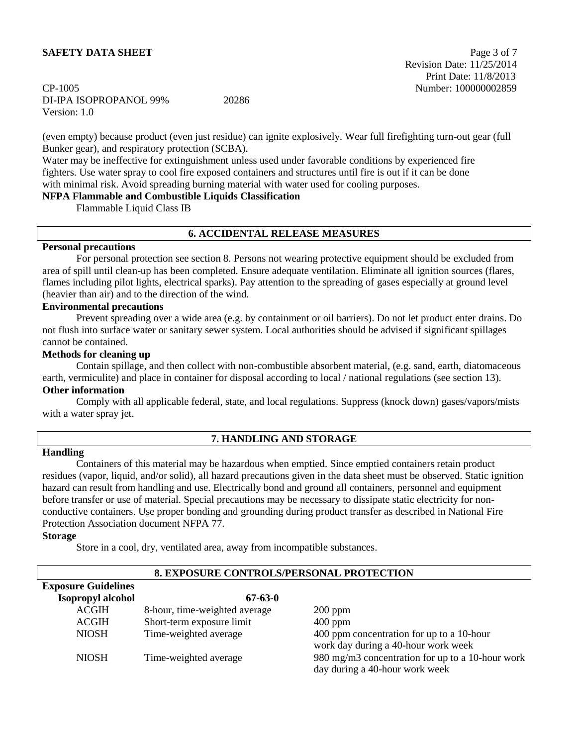(even empty) because product (even just residue) can ignite explosively. Wear full firefighting turn-out gear (full Bunker gear), and respiratory protection (SCBA).
Water may be ineffective for extinguishment unless used under favorable conditions by experienced fire fighters. Use water spray to cool fire exposed containers and structures until fire is out if it can be done with minimal risk. Avoid spreading burning material with water used for cooling purposes.

**NFPA Flammable and Combustible Liquids Classification**

Flammable Liquid Class IB

## 6. ACCIDENTAL RELEASE MEASURES

**Personal precautions**

For personal protection see section 8. Persons not wearing protective equipment should be excluded from area of spill until clean-up has been completed. Ensure adequate ventilation. Eliminate all ignition sources (flares, flames including pilot lights, electrical sparks). Pay attention to the spreading of gases especially at ground level (heavier than air) and to the direction of the wind.

**Environmental precautions**

Prevent spreading over a wide area (e.g. by containment or oil barriers). Do not let product enter drains. Do not flush into surface water or sanitary sewer system. Local authorities should be advised if significant spillages cannot be contained.

**Methods for cleaning up**

Contain spillage, and then collect with non-combustible absorbent material, (e.g. sand, earth, diatomaceous earth, vermiculite) and place in container for disposal according to local / national regulations (see section 13).

**Other information**

Comply with all applicable federal, state, and local regulations. Suppress (knock down) gases/vapors/mists with a water spray jet.

## 7. HANDLING AND STORAGE

**Handling**

Containers of this material may be hazardous when emptied. Since emptied containers retain product residues (vapor, liquid, and/or solid), all hazard precautions given in the data sheet must be observed. Static ignition hazard can result from handling and use. Electrically bond and ground all containers, personnel and equipment before transfer or use of material. Special precautions may be necessary to dissipate static electricity for non-conductive containers. Use proper bonding and grounding during product transfer as described in National Fire Protection Association document NFPA 77.

**Storage**

Store in a cool, dry, ventilated area, away from incompatible substances.

## 8. EXPOSURE CONTROLS/PERSONAL PROTECTION

**Exposure Guidelines**

| **Isopropyl alcohol** | **67-63-0** | |
|---|---|---|
| ACGIH | 8-hour, time-weighted average | 200 ppm |
| ACGIH | Short-term exposure limit | 400 ppm |
| NIOSH | Time-weighted average | 400 ppm concentration for up to a 10-hour work day during a 40-hour work week |
| NIOSH | Time-weighted average | 980 mg/m3 concentration for up to a 10-hour work day during a 40-hour work week |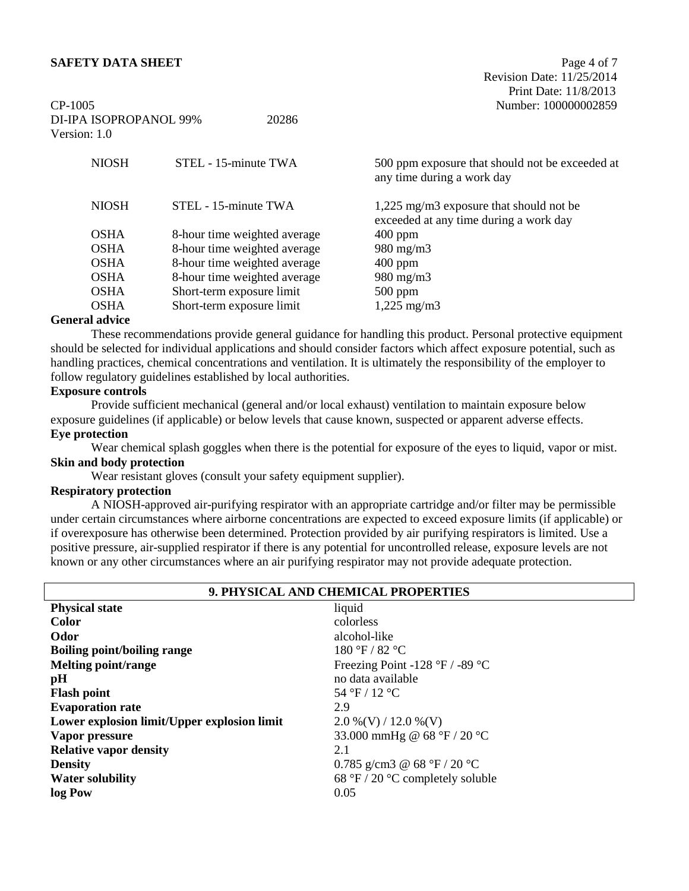| | | |
|---|---|---|
| NIOSH | STEL - 15-minute TWA | 500 ppm exposure that should not be exceeded at any time during a work day |
| NIOSH | STEL - 15-minute TWA | 1,225 mg/m3 exposure that should not be exceeded at any time during a work day |
| OSHA | 8-hour time weighted average | 400 ppm |
| OSHA | 8-hour time weighted average | 980 mg/m3 |
| OSHA | 8-hour time weighted average | 400 ppm |
| OSHA | 8-hour time weighted average | 980 mg/m3 |
| OSHA | Short-term exposure limit | 500 ppm |
| OSHA | Short-term exposure limit | 1,225 mg/m3 |

**General advice**

These recommendations provide general guidance for handling this product. Personal protective equipment should be selected for individual applications and should consider factors which affect exposure potential, such as handling practices, chemical concentrations and ventilation. It is ultimately the responsibility of the employer to follow regulatory guidelines established by local authorities.

**Exposure controls**

Provide sufficient mechanical (general and/or local exhaust) ventilation to maintain exposure below exposure guidelines (if applicable) or below levels that cause known, suspected or apparent adverse effects.

**Eye protection**

Wear chemical splash goggles when there is the potential for exposure of the eyes to liquid, vapor or mist.

**Skin and body protection**

Wear resistant gloves (consult your safety equipment supplier).

**Respiratory protection**

A NIOSH-approved air-purifying respirator with an appropriate cartridge and/or filter may be permissible under certain circumstances where airborne concentrations are expected to exceed exposure limits (if applicable) or if overexposure has otherwise been determined. Protection provided by air purifying respirators is limited. Use a positive pressure, air-supplied respirator if there is any potential for uncontrolled release, exposure levels are not known or any other circumstances where an air purifying respirator may not provide adequate protection.

## 9. PHYSICAL AND CHEMICAL PROPERTIES

| | |
|---|---|
| **Physical state** | liquid |
| **Color** | colorless |
| **Odor** | alcohol-like |
| **Boiling point/boiling range** | 180 °F / 82 °C |
| **Melting point/range** | Freezing Point -128 °F / -89 °C |
| **pH** | no data available |
| **Flash point** | 54 °F / 12 °C |
| **Evaporation rate** | 2.9 |
| **Lower explosion limit/Upper explosion limit** | 2.0 %(V) / 12.0 %(V) |
| **Vapor pressure** | 33.000 mmHg @ 68 °F / 20 °C |
| **Relative vapor density** | 2.1 |
| **Density** | 0.785 g/cm3 @ 68 °F / 20 °C |
| **Water solubility** | 68 °F / 20 °C completely soluble |
| **log Pow** | 0.05 |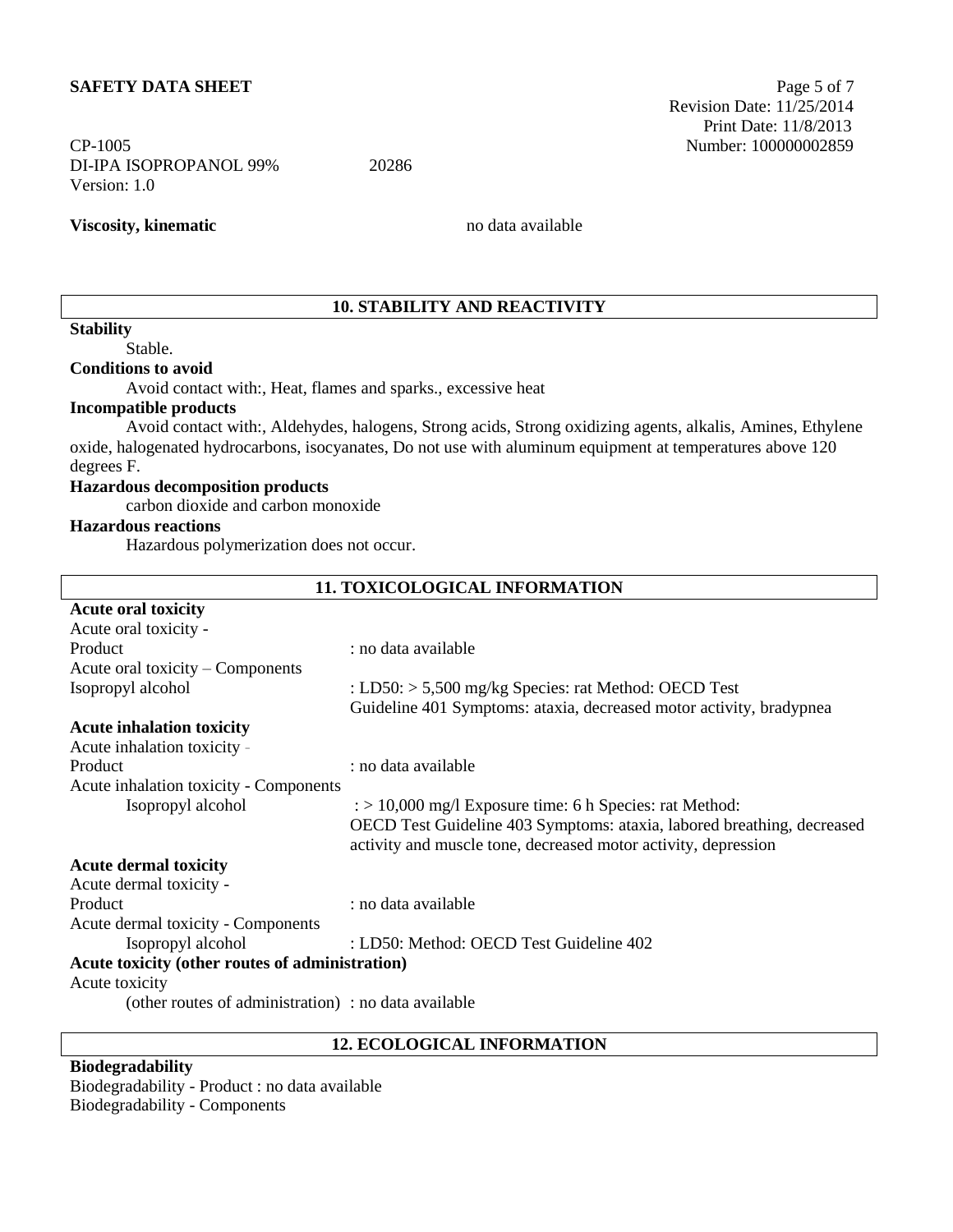**Viscosity, kinematic** no data available

## 10. STABILITY AND REACTIVITY

**Stability**

Stable.

**Conditions to avoid**

Avoid contact with:, Heat, flames and sparks., excessive heat

**Incompatible products**

Avoid contact with:, Aldehydes, halogens, Strong acids, Strong oxidizing agents, alkalis, Amines, Ethylene oxide, halogenated hydrocarbons, isocyanates, Do not use with aluminum equipment at temperatures above 120 degrees F.

**Hazardous decomposition products**

carbon dioxide and carbon monoxide

**Hazardous reactions**

Hazardous polymerization does not occur.

## 11. TOXICOLOGICAL INFORMATION

**Acute oral toxicity**

Acute oral toxicity - Product : no data available

Acute oral toxicity – Components

Isopropyl alcohol : LD50: > 5,500 mg/kg Species: rat Method: OECD Test Guideline 401 Symptoms: ataxia, decreased motor activity, bradypnea

**Acute inhalation toxicity**

Acute inhalation toxicity - Product : no data available

Acute inhalation toxicity - Components

Isopropyl alcohol : > 10,000 mg/l Exposure time: 6 h Species: rat Method: OECD Test Guideline 403 Symptoms: ataxia, labored breathing, decreased activity and muscle tone, decreased motor activity, depression

**Acute dermal toxicity**

Acute dermal toxicity - Product : no data available

Acute dermal toxicity - Components

Isopropyl alcohol : LD50: Method: OECD Test Guideline 402

**Acute toxicity (other routes of administration)**

Acute toxicity (other routes of administration) : no data available

## 12. ECOLOGICAL INFORMATION

**Biodegradability**

Biodegradability - Product : no data available

Biodegradability - Components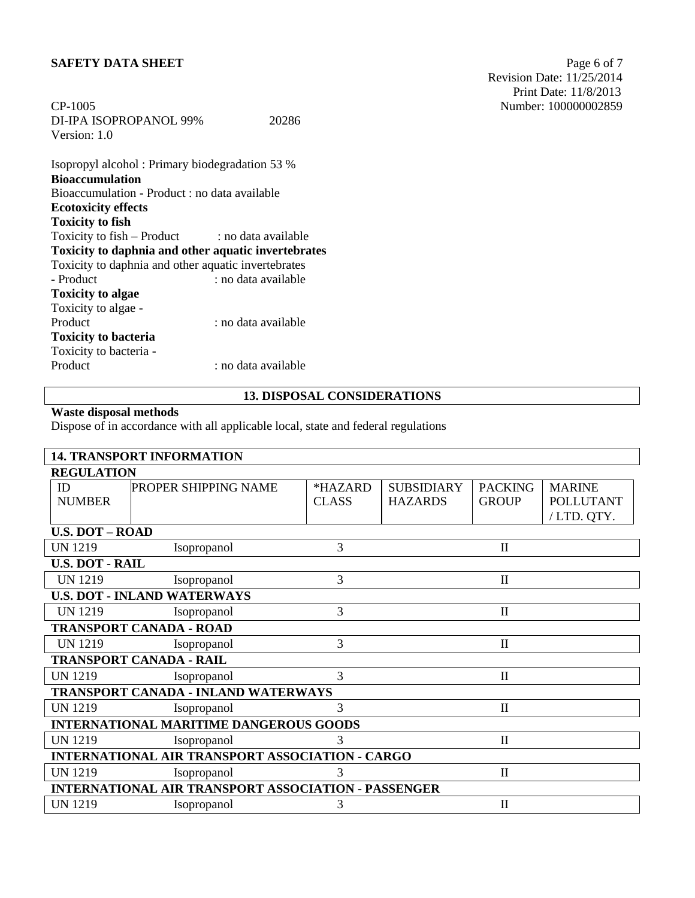CP-1005
DI-IPA ISOPROPANOL 99% 20286
Version: 1.0

Isopropyl alcohol : Primary biodegradation 53 %

**Bioaccumulation**

Bioaccumulation - Product : no data available

**Ecotoxicity effects**

**Toxicity to fish**

Toxicity to fish – Product : no data available

**Toxicity to daphnia and other aquatic invertebrates**

Toxicity to daphnia and other aquatic invertebrates - Product : no data available

**Toxicity to algae**

Toxicity to algae - Product : no data available

**Toxicity to bacteria**

Toxicity to bacteria - Product : no data available

## 13. DISPOSAL CONSIDERATIONS

**Waste disposal methods**

Dispose of in accordance with all applicable local, state and federal regulations

## 14. TRANSPORT INFORMATION

**REGULATION**

| ID NUMBER | PROPER SHIPPING NAME | *HAZARD CLASS | SUBSIDIARY HAZARDS | PACKING GROUP | MARINE POLLUTANT / LTD. QTY. |
|---|---|---|---|---|---|
| **U.S. DOT – ROAD** | | | | | |
| UN 1219 | Isopropanol | 3 | | II | |
| **U.S. DOT - RAIL** | | | | | |
| UN 1219 | Isopropanol | 3 | | II | |
| **U.S. DOT - INLAND WATERWAYS** | | | | | |
| UN 1219 | Isopropanol | 3 | | II | |
| **TRANSPORT CANADA - ROAD** | | | | | |
| UN 1219 | Isopropanol | 3 | | II | |
| **TRANSPORT CANADA - RAIL** | | | | | |
| UN 1219 | Isopropanol | 3 | | II | |
| **TRANSPORT CANADA - INLAND WATERWAYS** | | | | | |
| UN 1219 | Isopropanol | 3 | | II | |
| **INTERNATIONAL MARITIME DANGEROUS GOODS** | | | | | |
| UN 1219 | Isopropanol | 3 | | II | |
| **INTERNATIONAL AIR TRANSPORT ASSOCIATION - CARGO** | | | | | |
| UN 1219 | Isopropanol | 3 | | II | |
| **INTERNATIONAL AIR TRANSPORT ASSOCIATION - PASSENGER** | | | | | |
| UN 1219 | Isopropanol | 3 | | II | |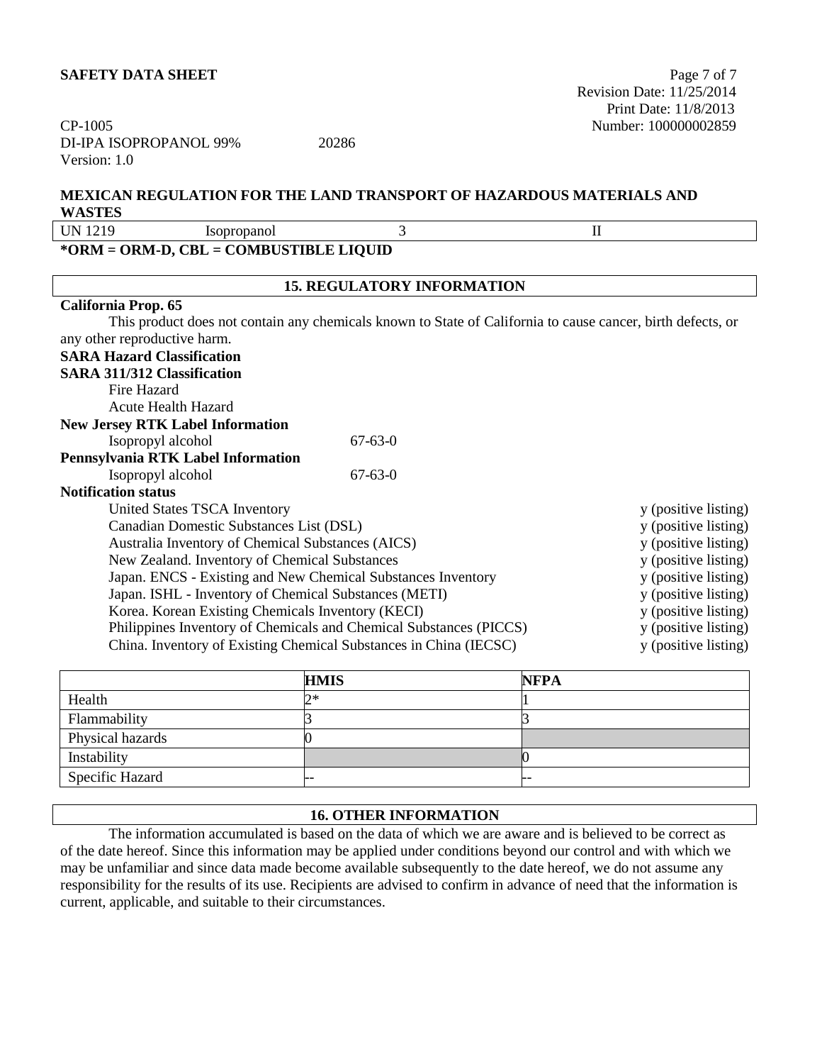**MEXICAN REGULATION FOR THE LAND TRANSPORT OF HAZARDOUS MATERIALS AND WASTES**

| | | | |
|---|---|---|---|
| UN 1219 | Isopropanol | 3 | II |

***ORM = ORM-D, CBL = COMBUSTIBLE LIQUID**

## 15. REGULATORY INFORMATION

**California Prop. 65**

This product does not contain any chemicals known to State of California to cause cancer, birth defects, or any other reproductive harm.

**SARA Hazard Classification**

**SARA 311/312 Classification**

Fire Hazard
Acute Health Hazard

**New Jersey RTK Label Information**

Isopropyl alcohol 67-63-0

**Pennsylvania RTK Label Information**

Isopropyl alcohol 67-63-0

**Notification status**

| | |
|---|---|
| United States TSCA Inventory | y (positive listing) |
| Canadian Domestic Substances List (DSL) | y (positive listing) |
| Australia Inventory of Chemical Substances (AICS) | y (positive listing) |
| New Zealand. Inventory of Chemical Substances | y (positive listing) |
| Japan. ENCS - Existing and New Chemical Substances Inventory | y (positive listing) |
| Japan. ISHL - Inventory of Chemical Substances (METI) | y (positive listing) |
| Korea. Korean Existing Chemicals Inventory (KECI) | y (positive listing) |
| Philippines Inventory of Chemicals and Chemical Substances (PICCS) | y (positive listing) |
| China. Inventory of Existing Chemical Substances in China (IECSC) | y (positive listing) |

| | HMIS | NFPA |
|---|---|---|
| Health | 2* | 1 |
| Flammability | 3 | 3 |
| Physical hazards | 0 | |
| Instability | | 0 |
| Specific Hazard | -- | -- |

## 16. OTHER INFORMATION

The information accumulated is based on the data of which we are aware and is believed to be correct as of the date hereof. Since this information may be applied under conditions beyond our control and with which we may be unfamiliar and since data made become available subsequently to the date hereof, we do not assume any responsibility for the results of its use. Recipients are advised to confirm in advance of need that the information is current, applicable, and suitable to their circumstances.